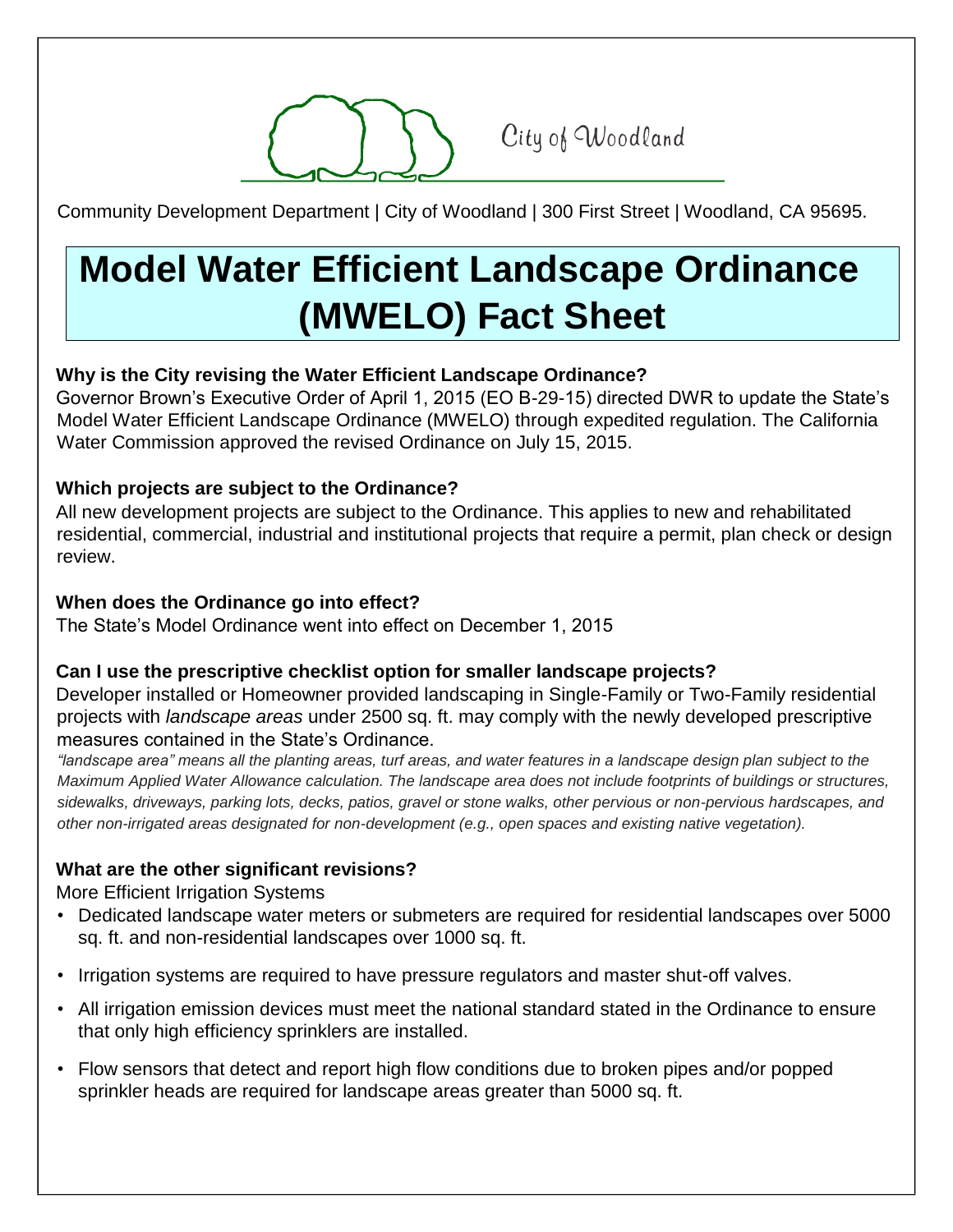City of Woodland

Community Development Department | City of Woodland | 300 First Street | Woodland, CA 95695.

# Model Water Efficient Landscape Ordinance (MWELO) Fact Sheet

**Why is the City revising the Water Efficient Landscape Ordinance?**

Governor Brown's Executive Order of April 1, 2015 (EO B-29-15) directed DWR to update the State's Model Water Efficient Landscape Ordinance (MWELO) through expedited regulation. The California Water Commission approved the revised Ordinance on July 15, 2015.

**Which projects are subject to the Ordinance?**

All new development projects are subject to the Ordinance. This applies to new and rehabilitated residential, commercial, industrial and institutional projects that require a permit, plan check or design review.

**When does the Ordinance go into effect?**

The State's Model Ordinance went into effect on December 1, 2015

**Can I use the prescriptive checklist option for smaller landscape projects?**

Developer installed or Homeowner provided landscaping in Single-Family or Two-Family residential projects with *landscape areas* under 2500 sq. ft. may comply with the newly developed prescriptive measures contained in the State's Ordinance.

*"landscape area" means all the planting areas, turf areas, and water features in a landscape design plan subject to the Maximum Applied Water Allowance calculation. The landscape area does not include footprints of buildings or structures, sidewalks, driveways, parking lots, decks, patios, gravel or stone walks, other pervious or non-pervious hardscapes, and other non-irrigated areas designated for non-development (e.g., open spaces and existing native vegetation).*

**What are the other significant revisions?**

More Efficient Irrigation Systems

- Dedicated landscape water meters or submeters are required for residential landscapes over 5000 sq. ft. and non-residential landscapes over 1000 sq. ft.
- Irrigation systems are required to have pressure regulators and master shut-off valves.
- All irrigation emission devices must meet the national standard stated in the Ordinance to ensure that only high efficiency sprinklers are installed.
- Flow sensors that detect and report high flow conditions due to broken pipes and/or popped sprinkler heads are required for landscape areas greater than 5000 sq. ft.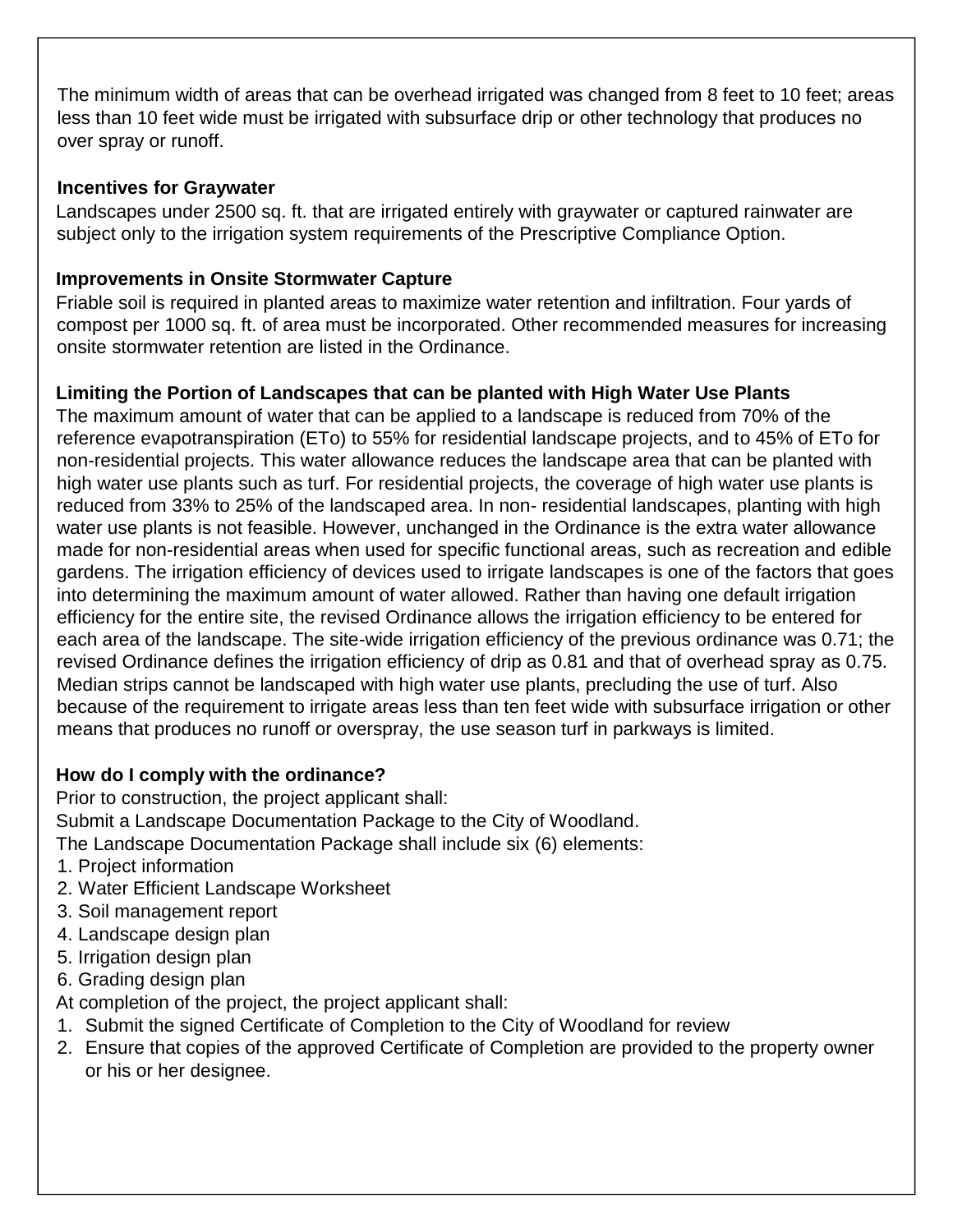The minimum width of areas that can be overhead irrigated was changed from 8 feet to 10 feet; areas less than 10 feet wide must be irrigated with subsurface drip or other technology that produces no over spray or runoff.

**Incentives for Graywater**

Landscapes under 2500 sq. ft. that are irrigated entirely with graywater or captured rainwater are subject only to the irrigation system requirements of the Prescriptive Compliance Option.

**Improvements in Onsite Stormwater Capture**

Friable soil is required in planted areas to maximize water retention and infiltration. Four yards of compost per 1000 sq. ft. of area must be incorporated. Other recommended measures for increasing onsite stormwater retention are listed in the Ordinance.

**Limiting the Portion of Landscapes that can be planted with High Water Use Plants**

The maximum amount of water that can be applied to a landscape is reduced from 70% of the reference evapotranspiration (ETo) to 55% for residential landscape projects, and to 45% of ETo for non-residential projects. This water allowance reduces the landscape area that can be planted with high water use plants such as turf. For residential projects, the coverage of high water use plants is reduced from 33% to 25% of the landscaped area. In non- residential landscapes, planting with high water use plants is not feasible. However, unchanged in the Ordinance is the extra water allowance made for non-residential areas when used for specific functional areas, such as recreation and edible gardens. The irrigation efficiency of devices used to irrigate landscapes is one of the factors that goes into determining the maximum amount of water allowed. Rather than having one default irrigation efficiency for the entire site, the revised Ordinance allows the irrigation efficiency to be entered for each area of the landscape. The site-wide irrigation efficiency of the previous ordinance was 0.71; the revised Ordinance defines the irrigation efficiency of drip as 0.81 and that of overhead spray as 0.75. Median strips cannot be landscaped with high water use plants, precluding the use of turf. Also because of the requirement to irrigate areas less than ten feet wide with subsurface irrigation or other means that produces no runoff or overspray, the use season turf in parkways is limited.

**How do I comply with the ordinance?**

Prior to construction, the project applicant shall:

Submit a Landscape Documentation Package to the City of Woodland.

The Landscape Documentation Package shall include six (6) elements:

1. Project information
2. Water Efficient Landscape Worksheet
3. Soil management report
4. Landscape design plan
5. Irrigation design plan
6. Grading design plan

At completion of the project, the project applicant shall:

1. Submit the signed Certificate of Completion to the City of Woodland for review
2. Ensure that copies of the approved Certificate of Completion are provided to the property owner or his or her designee.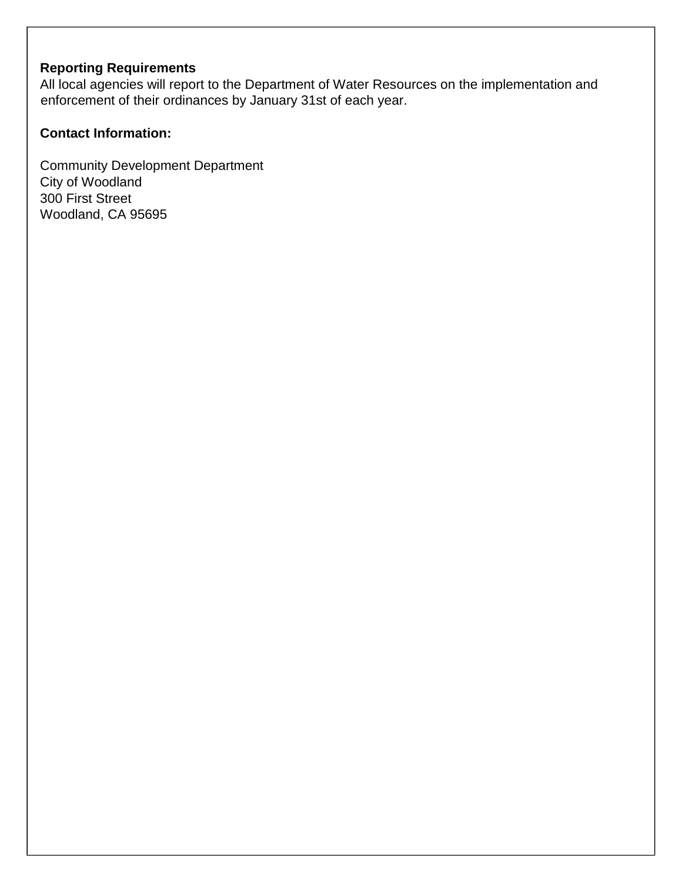**Reporting Requirements**

All local agencies will report to the Department of Water Resources on the implementation and enforcement of their ordinances by January 31st of each year.

**Contact Information:**

Community Development Department
City of Woodland
300 First Street
Woodland, CA 95695